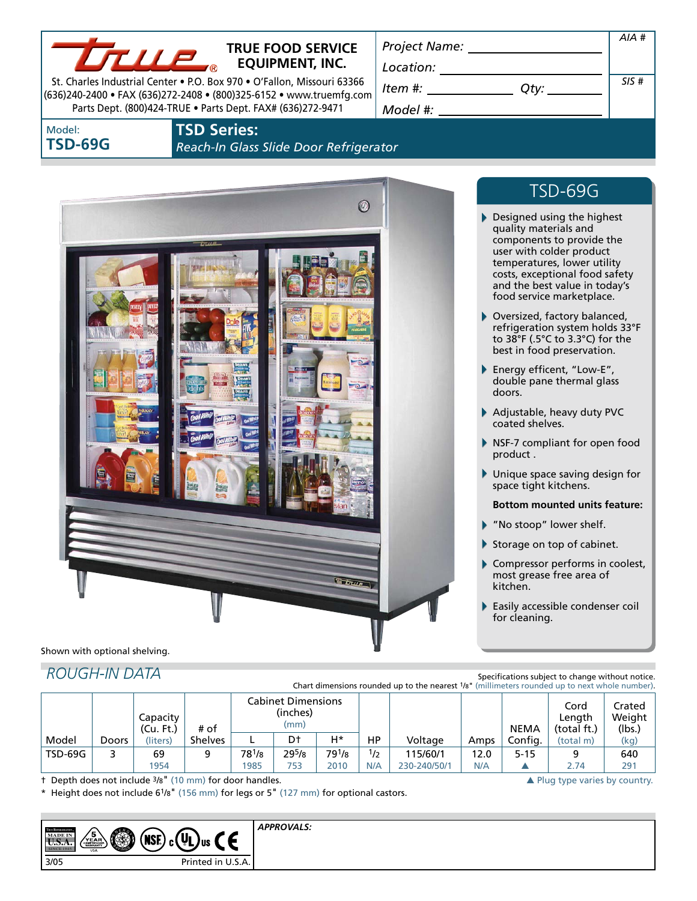**TRUE FOOD SERVICE EQUIPMENT, INC.**

St. Charles Industrial Center • P.O. Box 970 • O'Fallon, Missouri 63366
(636)240-2400 • FAX (636)272-2408 • (800)325-6152 • www.truemfg.com
Parts Dept. (800)424-TRUE • Parts Dept. FAX# (636)272-9471

Project Name: ______________________

Location: ______________________

Item #: ______________ Qty: __________

Model #: ______________________

AIA #

SIS #

Model:
**TSD-69G**

## TSD Series:
*Reach-In Glass Slide Door Refrigerator*

Shown with optional shelving.

## TSD-69G

- Designed using the highest quality materials and components to provide the user with colder product temperatures, lower utility costs, exceptional food safety and the best value in today's food service marketplace.
- Oversized, factory balanced, refrigeration system holds 33°F to 38°F (.5°C to 3.3°C) for the best in food preservation.
- Energy effcient, "Low-E", double pane thermal glass doors.
- Adjustable, heavy duty PVC coated shelves.
- NSF-7 compliant for open food product .
- Unique space saving design for space tight kitchens.

**Bottom mounted units feature:**

- "No stoop" lower shelf.
- Storage on top of cabinet.
- Compressor performs in coolest, most grease free area of kitchen.
- Easily accessible condenser coil for cleaning.

## *ROUGH-IN DATA*

Specifications subject to change without notice.
Chart dimensions rounded up to the nearest 1/8" (millimeters rounded up to next whole number).

| Model | Doors | Capacity (Cu. Ft.) (liters) | # of Shelves | Cabinet Dimensions (inches) (mm) L | D† | H* | HP | Voltage | Amps | NEMA Config. | Cord Length (total ft.) (total m) | Crated Weight (lbs.) (kg) |
|---|---|---|---|---|---|---|---|---|---|---|---|---|
| TSD-69G | 3 | 69 | 9 | 78 1/8 | 29 5/8 | 79 1/8 | 1/2 | 115/60/1 | 12.0 | 5-15 | 9 | 640 |
| | | 1954 | | 1985 | 753 | 2010 | N/A | 230-240/50/1 | N/A | ▲ | 2.74 | 291 |

† Depth does not include 3/8" (10 mm) for door handles.
\* Height does not include 6 1/8" (156 mm) for legs or 5" (127 mm) for optional castors.
▲ Plug type varies by country.

APPROVALS:

3/05 Printed in U.S.A.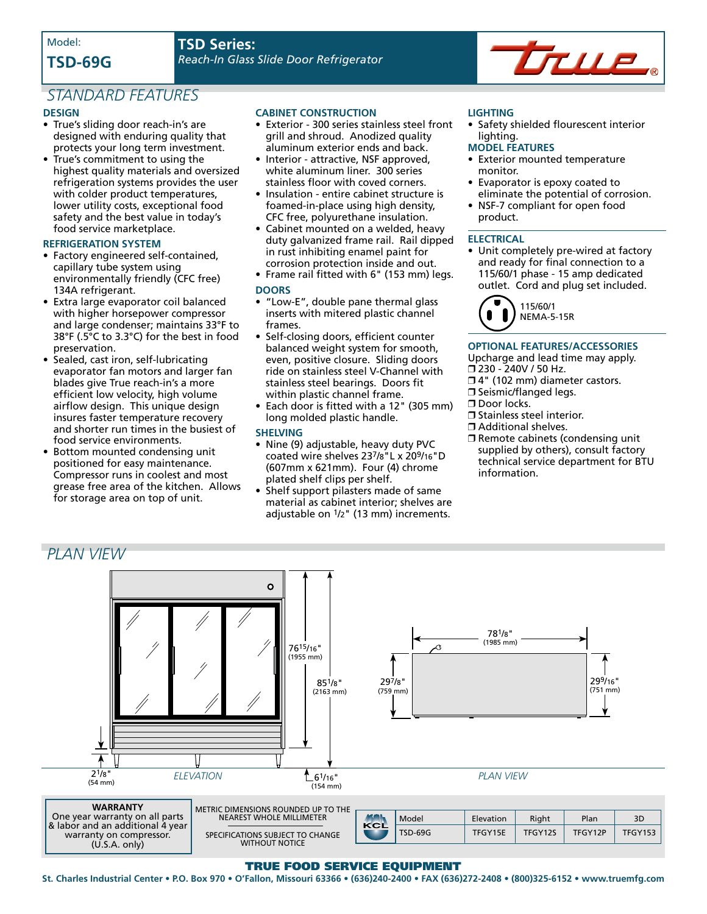Model:

**TSD-69G**

**TSD Series:**
*Reach-In Glass Slide Door Refrigerator*

## STANDARD FEATURES

### DESIGN

- True's sliding door reach-in's are designed with enduring quality that protects your long term investment.
- True's commitment to using the highest quality materials and oversized refrigeration systems provides the user with colder product temperatures, lower utility costs, exceptional food safety and the best value in today's food service marketplace.

### REFRIGERATION SYSTEM

- Factory engineered self-contained, capillary tube system using environmentally friendly (CFC free) 134A refrigerant.
- Extra large evaporator coil balanced with higher horsepower compressor and large condenser; maintains 33°F to 38°F (.5°C to 3.3°C) for the best in food preservation.
- Sealed, cast iron, self-lubricating evaporator fan motors and larger fan blades give True reach-in's a more efficient low velocity, high volume airflow design. This unique design insures faster temperature recovery and shorter run times in the busiest of food service environments.
- Bottom mounted condensing unit positioned for easy maintenance. Compressor runs in coolest and most grease free area of the kitchen. Allows for storage area on top of unit.

### CABINET CONSTRUCTION

- Exterior - 300 series stainless steel front grill and shroud. Anodized quality aluminum exterior ends and back.
- Interior - attractive, NSF approved, white aluminum liner. 300 series stainless floor with coved corners.
- Insulation - entire cabinet structure is foamed-in-place using high density, CFC free, polyurethane insulation.
- Cabinet mounted on a welded, heavy duty galvanized frame rail. Rail dipped in rust inhibiting enamel paint for corrosion protection inside and out.
- Frame rail fitted with 6" (153 mm) legs.

### DOORS

- "Low-E", double pane thermal glass inserts with mitered plastic channel frames.
- Self-closing doors, efficient counter balanced weight system for smooth, even, positive closure. Sliding doors ride on stainless steel V-Channel with stainless steel bearings. Doors fit within plastic channel frame.
- Each door is fitted with a 12" (305 mm) long molded plastic handle.

### SHELVING

- Nine (9) adjustable, heavy duty PVC coated wire shelves 23⁷/₈"L x 20⁹/₁₆"D (607mm x 621mm). Four (4) chrome plated shelf clips per shelf.
- Shelf support pilasters made of same material as cabinet interior; shelves are adjustable on ¹/₂" (13 mm) increments.

### LIGHTING

- Safety shielded flourescent interior lighting.

### MODEL FEATURES

- Exterior mounted temperature monitor.
- Evaporator is epoxy coated to eliminate the potential of corrosion.
- NSF-7 compliant for open food product.

### ELECTRICAL

- Unit completely pre-wired at factory and ready for final connection to a 115/60/1 phase - 15 amp dedicated outlet. Cord and plug set included.

115/60/1
NEMA-5-15R

### OPTIONAL FEATURES/ACCESSORIES

Upcharge and lead time may apply.

- ❒ 230 - 240V / 50 Hz.
- ❒ 4" (102 mm) diameter castors.
- ❒ Seismic/flanged legs.
- ❒ Door locks.
- ❒ Stainless steel interior.
- ❒ Additional shelves.
- ❒ Remote cabinets (condensing unit supplied by others), consult factory technical service department for BTU information.

## PLAN VIEW

76¹⁵/₁₆" (1955 mm)
85¹/₈" (2163 mm)
2¹/₈" (54 mm)
6¹/₁₆" (154 mm)
ELEVATION

78¹/₈" (1985 mm)
29⁷/₈" (759 mm)
29⁹/₁₆" (751 mm)
PLAN VIEW

**WARRANTY**
One year warranty on all parts & labor and an additional 4 year warranty on compressor. (U.S.A. only)

METRIC DIMENSIONS ROUNDED UP TO THE NEAREST WHOLE MILLIMETER

SPECIFICATIONS SUBJECT TO CHANGE WITHOUT NOTICE

| Model | Elevation | Right | Plan | 3D |
|---|---|---|---|---|
| TSD-69G | TFGY15E | TFGY12S | TFGY12P | TFGY153 |

**TRUE FOOD SERVICE EQUIPMENT**

St. Charles Industrial Center • P.O. Box 970 • O'Fallon, Missouri 63366 • (636)240-2400 • FAX (636)272-2408 • (800)325-6152 • www.truemfg.com